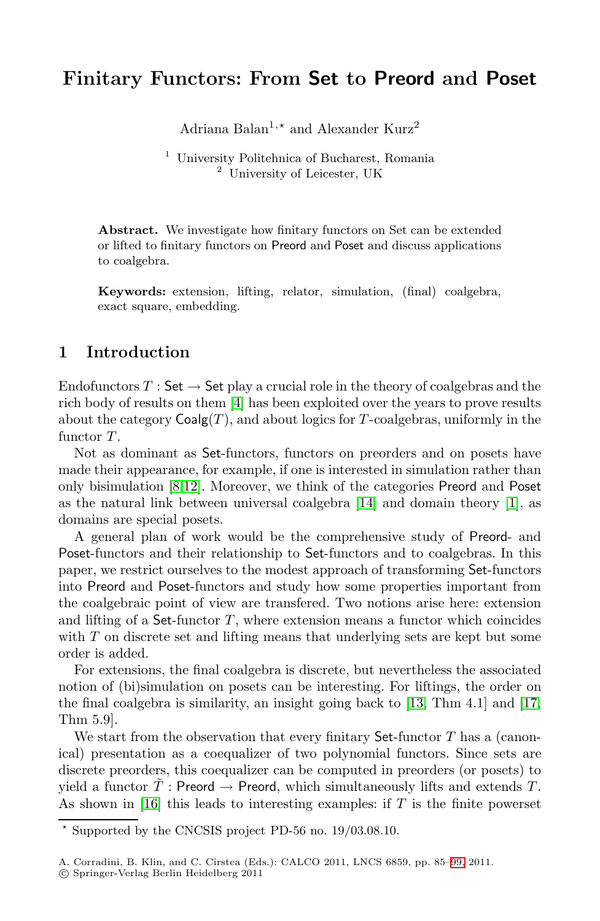# Finitary Functors: From Set to Preord and Poset

Adriana Balan[1,⋆] and Alexander Kurz[2]

[1] University Politehnica of Bucharest, Romania
[2] University of Leicester, UK

**Abstract.** We investigate how finitary functors on Set can be extended or lifted to finitary functors on Preord and Poset and discuss applications to coalgebra.

**Keywords:** extension, lifting, relator, simulation, (final) coalgebra, exact square, embedding.

## 1 Introduction

Endofunctors $T : \mathsf{Set} \to \mathsf{Set}$ play a crucial role in the theory of coalgebras and the rich body of results on them [4] has been exploited over the years to prove results about the category $\mathsf{Coalg}(T)$, and about logics for $T$-coalgebras, uniformly in the functor $T$.

Not as dominant as Set-functors, functors on preorders and on posets have made their appearance, for example, if one is interested in simulation rather than only bisimulation [8,12]. Moreover, we think of the categories Preord and Poset as the natural link between universal coalgebra [14] and domain theory [1], as domains are special posets.

A general plan of work would be the comprehensive study of Preord- and Poset-functors and their relationship to Set-functors and to coalgebras. In this paper, we restrict ourselves to the modest approach of transforming Set-functors into Preord and Poset-functors and study how some properties important from the coalgebraic point of view are transfered. Two notions arise here: extension and lifting of a Set-functor $T$, where extension means a functor which coincides with $T$ on discrete set and lifting means that underlying sets are kept but some order is added.

For extensions, the final coalgebra is discrete, but nevertheless the associated notion of (bi)simulation on posets can be interesting. For liftings, the order on the final coalgebra is similarity, an insight going back to [13, Thm 4.1] and [17, Thm 5.9].

We start from the observation that every finitary Set-functor $T$ has a (canonical) presentation as a coequalizer of two polynomial functors. Since sets are discrete preorders, this coequalizer can be computed in preorders (or posets) to yield a functor $\tilde{T} : \mathsf{Preord} \to \mathsf{Preord}$, which simultaneously lifts and extends $T$. As shown in [16] this leads to interesting examples: if $T$ is the finite powerset

---

⋆ Supported by the CNCSIS project PD-56 no. 19/03.08.10.

A. Corradini, B. Klin, and C. Cîrstea (Eds.): CALCO 2011, LNCS 6859, pp. 85–99, 2011.
© Springer-Verlag Berlin Heidelberg 2011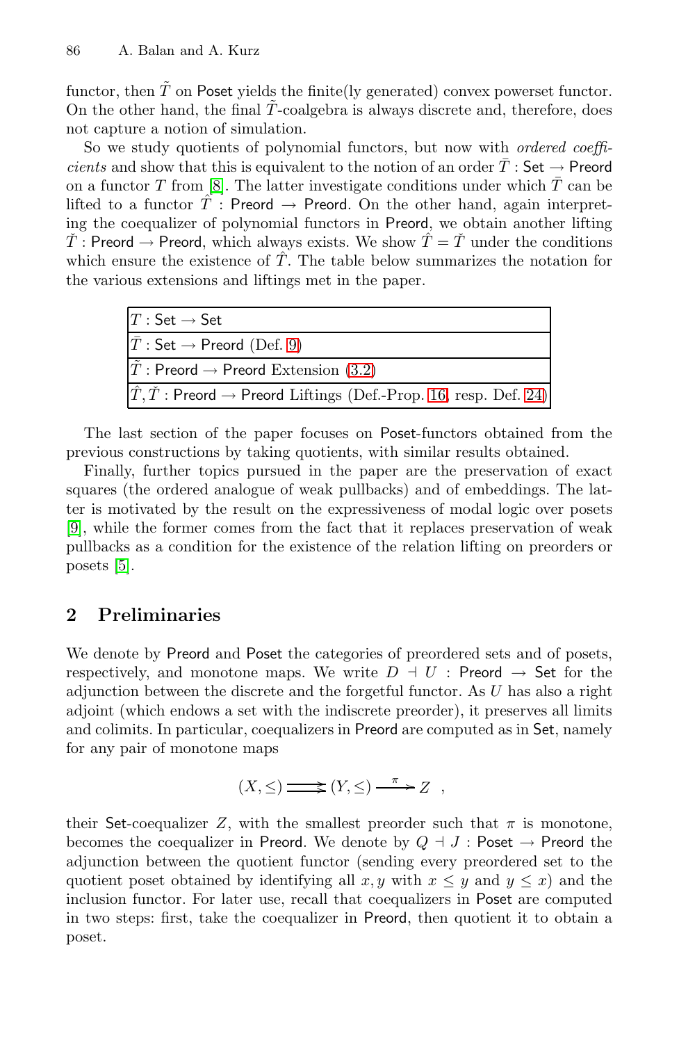functor, then $\tilde{T}$ on Poset yields the finite(ly generated) convex powerset functor. On the other hand, the final $\tilde{T}$-coalgebra is always discrete and, therefore, does not capture a notion of simulation.

So we study quotients of polynomial functors, but now with *ordered coefficients* and show that this is equivalent to the notion of an order $\bar{T}$ : Set $\to$ Preord on a functor $T$ from [8]. The latter investigate conditions under which $\bar{T}$ can be lifted to a functor $\hat{T}$ : Preord $\to$ Preord. On the other hand, again interpreting the coequalizer of polynomial functors in Preord, we obtain another lifting $\check{T}$ : Preord $\to$ Preord, which always exists. We show $\hat{T} = \check{T}$ under the conditions which ensure the existence of $\hat{T}$. The table below summarizes the notation for the various extensions and liftings met in the paper.

| |
|---|
| $T$ : Set $\to$ Set |
| $\bar{T}$ : Set $\to$ Preord (Def. 9) |
| $\tilde{T}$ : Preord $\to$ Preord Extension (3.2) |
| $\hat{T}, \check{T}$ : Preord $\to$ Preord Liftings (Def.-Prop. 16, resp. Def. 24) |

The last section of the paper focuses on Poset-functors obtained from the previous constructions by taking quotients, with similar results obtained.

Finally, further topics pursued in the paper are the preservation of exact squares (the ordered analogue of weak pullbacks) and of embeddings. The latter is motivated by the result on the expressiveness of modal logic over posets [9], while the former comes from the fact that it replaces preservation of weak pullbacks as a condition for the existence of the relation lifting on preorders or posets [5].

## 2 Preliminaries

We denote by Preord and Poset the categories of preordered sets and of posets, respectively, and monotone maps. We write $D \dashv U$ : Preord $\to$ Set for the adjunction between the discrete and the forgetful functor. As $U$ has also a right adjoint (which endows a set with the indiscrete preorder), it preserves all limits and colimits. In particular, coequalizers in Preord are computed as in Set, namely for any pair of monotone maps

$$(X, \leq) \rightrightarrows (Y, \leq) \xrightarrow{\pi} Z \quad ,$$

their Set-coequalizer $Z$, with the smallest preorder such that $\pi$ is monotone, becomes the coequalizer in Preord. We denote by $Q \dashv J$ : Poset $\to$ Preord the adjunction between the quotient functor (sending every preordered set to the quotient poset obtained by identifying all $x, y$ with $x \leq y$ and $y \leq x$) and the inclusion functor. For later use, recall that coequalizers in Poset are computed in two steps: first, take the coequalizer in Preord, then quotient it to obtain a poset.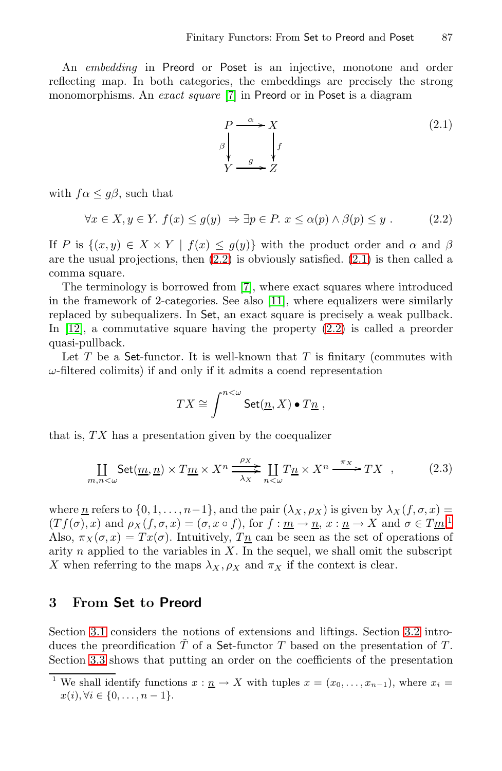An *embedding* in $\mathsf{Preord}$ or $\mathsf{Poset}$ is an injective, monotone and order reflecting map. In both categories, the embeddings are precisely the strong monomorphisms. An *exact square* [7] in $\mathsf{Preord}$ or in $\mathsf{Poset}$ is a diagram

$$\begin{array}{ccc} P & \xrightarrow{\alpha} & X \\ {\scriptstyle\beta}\downarrow & & \downarrow{\scriptstyle f} \\ Y & \xrightarrow[g]{} & Z \end{array} \tag{2.1}$$

with $f\alpha \leq g\beta$, such that

$$\forall x \in X, y \in Y.\ f(x) \leq g(y) \ \Rightarrow \exists p \in P.\ x \leq \alpha(p) \wedge \beta(p) \leq y\ . \tag{2.2}$$

If $P$ is $\{(x, y) \in X \times Y \mid f(x) \leq g(y)\}$ with the product order and $\alpha$ and $\beta$ are the usual projections, then (2.2) is obviously satisfied. (2.1) is then called a comma square.

The terminology is borrowed from [7], where exact squares where introduced in the framework of 2-categories. See also [11], where equalizers were similarly replaced by subequalizers. In $\mathsf{Set}$, an exact square is precisely a weak pullback. In [12], a commutative square having the property (2.2) is called a preorder quasi-pullback.

Let $T$ be a $\mathsf{Set}$-functor. It is well-known that $T$ is finitary (commutes with $\omega$-filtered colimits) if and only if it admits a coend representation

$$TX \cong \int^{n<\omega} \mathsf{Set}(\underline{n}, X) \bullet T\underline{n}\ ,$$

that is, $TX$ has a presentation given by the coequalizer

$$\coprod_{m,n<\omega} \mathsf{Set}(\underline{m}, \underline{n}) \times T\underline{m} \times X^n \ \underset{\lambda_X}{\overset{\rho_X}{\rightrightarrows}}\ \coprod_{n<\omega} T\underline{n} \times X^n \xrightarrow{\pi_X} TX \quad , \tag{2.3}$$

where $\underline{n}$ refers to $\{0, 1, \ldots, n-1\}$, and the pair $(\lambda_X, \rho_X)$ is given by $\lambda_X(f, \sigma, x) = (Tf(\sigma), x)$ and $\rho_X(f, \sigma, x) = (\sigma, x \circ f)$, for $f : \underline{m} \to \underline{n}$, $x : \underline{n} \to X$ and $\sigma \in T\underline{m}$.[1] Also, $\pi_X(\sigma, x) = Tx(\sigma)$. Intuitively, $T\underline{n}$ can be seen as the set of operations of arity $n$ applied to the variables in $X$. In the sequel, we shall omit the subscript $X$ when referring to the maps $\lambda_X, \rho_X$ and $\pi_X$ if the context is clear.

## 3 From $\mathsf{Set}$ to $\mathsf{Preord}$

Section 3.1 considers the notions of extensions and liftings. Section 3.2 introduces the preordification $\tilde{T}$ of a $\mathsf{Set}$-functor $T$ based on the presentation of $T$. Section 3.3 shows that putting an order on the coefficients of the presentation

---

[1] We shall identify functions $x : \underline{n} \to X$ with tuples $x = (x_0, \ldots, x_{n-1})$, where $x_i = x(i), \forall i \in \{0, \ldots, n-1\}$.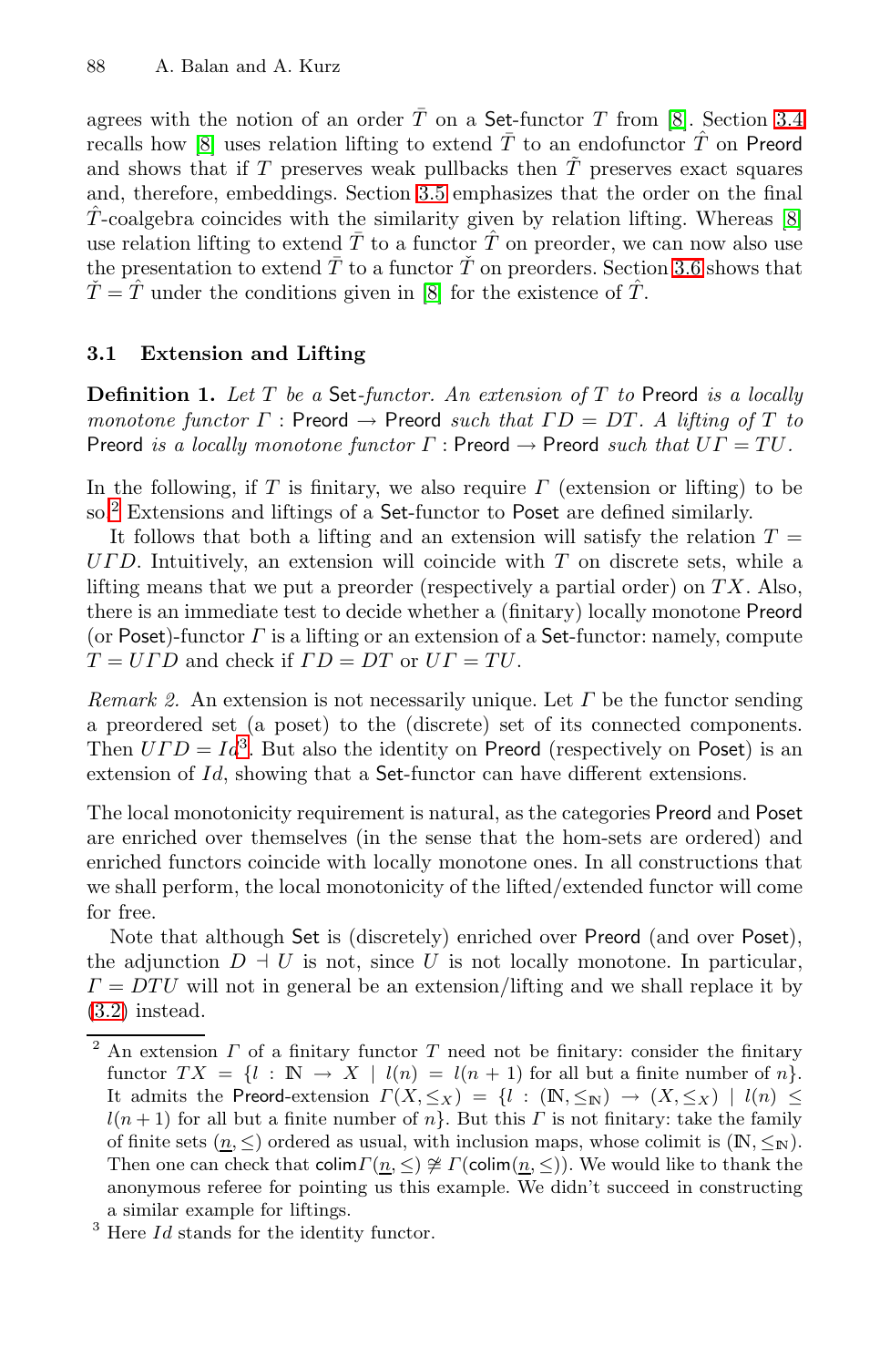agrees with the notion of an order $\bar{T}$ on a Set-functor $T$ from [8]. Section 3.4 recalls how [8] uses relation lifting to extend $\bar{T}$ to an endofunctor $\hat{T}$ on Preord and shows that if $T$ preserves weak pullbacks then $\tilde{T}$ preserves exact squares and, therefore, embeddings. Section 3.5 emphasizes that the order on the final $\hat{T}$-coalgebra coincides with the similarity given by relation lifting. Whereas [8] use relation lifting to extend $\bar{T}$ to a functor $\hat{T}$ on preorder, we can now also use the presentation to extend $\bar{T}$ to a functor $\check{T}$ on preorders. Section 3.6 shows that $\check{T} = \hat{T}$ under the conditions given in [8] for the existence of $\hat{T}$.

### 3.1 Extension and Lifting

**Definition 1.** *Let $T$ be a* Set*-functor. An extension of $T$ to* Preord *is a locally monotone functor $\Gamma$ :* Preord $\to$ Preord *such that $\Gamma D = DT$. A lifting of $T$ to* Preord *is a locally monotone functor $\Gamma$ :* Preord $\to$ Preord *such that $U\Gamma = TU$.*

In the following, if $T$ is finitary, we also require $\Gamma$ (extension or lifting) to be so.[2] Extensions and liftings of a Set-functor to Poset are defined similarly.

It follows that both a lifting and an extension will satisfy the relation $T = U\Gamma D$. Intuitively, an extension will coincide with $T$ on discrete sets, while a lifting means that we put a preorder (respectively a partial order) on $TX$. Also, there is an immediate test to decide whether a (finitary) locally monotone Preord (or Poset)-functor $\Gamma$ is a lifting or an extension of a Set-functor: namely, compute $T = U\Gamma D$ and check if $\Gamma D = DT$ or $U\Gamma = TU$.

*Remark 2.* An extension is not necessarily unique. Let $\Gamma$ be the functor sending a preordered set (a poset) to the (discrete) set of its connected components. Then $U\Gamma D = Id$[3]. But also the identity on Preord (respectively on Poset) is an extension of $Id$, showing that a Set-functor can have different extensions.

The local monotonicity requirement is natural, as the categories Preord and Poset are enriched over themselves (in the sense that the hom-sets are ordered) and enriched functors coincide with locally monotone ones. In all constructions that we shall perform, the local monotonicity of the lifted/extended functor will come for free.

Note that although Set is (discretely) enriched over Preord (and over Poset), the adjunction $D \dashv U$ is not, since $U$ is not locally monotone. In particular, $\Gamma = DTU$ will not in general be an extension/lifting and we shall replace it by (3.2) instead.

---

[2] An extension $\Gamma$ of a finitary functor $T$ need not be finitary: consider the finitary functor $TX = \{l : \mathbb{N} \to X \mid l(n) = l(n+1)$ for all but a finite number of $n\}$. It admits the Preord-extension $\Gamma(X, \leq_X) = \{l : (\mathbb{N}, \leq_{\mathbb{N}}) \to (X, \leq_X) \mid l(n) \leq l(n+1)$ for all but a finite number of $n\}$. But this $\Gamma$ is not finitary: take the family of finite sets $(\underline{n}, \leq)$ ordered as usual, with inclusion maps, whose colimit is $(\mathbb{N}, \leq_{\mathbb{N}})$. Then one can check that $\mathsf{colim}\,\Gamma(\underline{n}, \leq) \ncong \Gamma(\mathsf{colim}(\underline{n}, \leq))$. We would like to thank the anonymous referee for pointing us this example. We didn't succeed in constructing a similar example for liftings.

[3] Here $Id$ stands for the identity functor.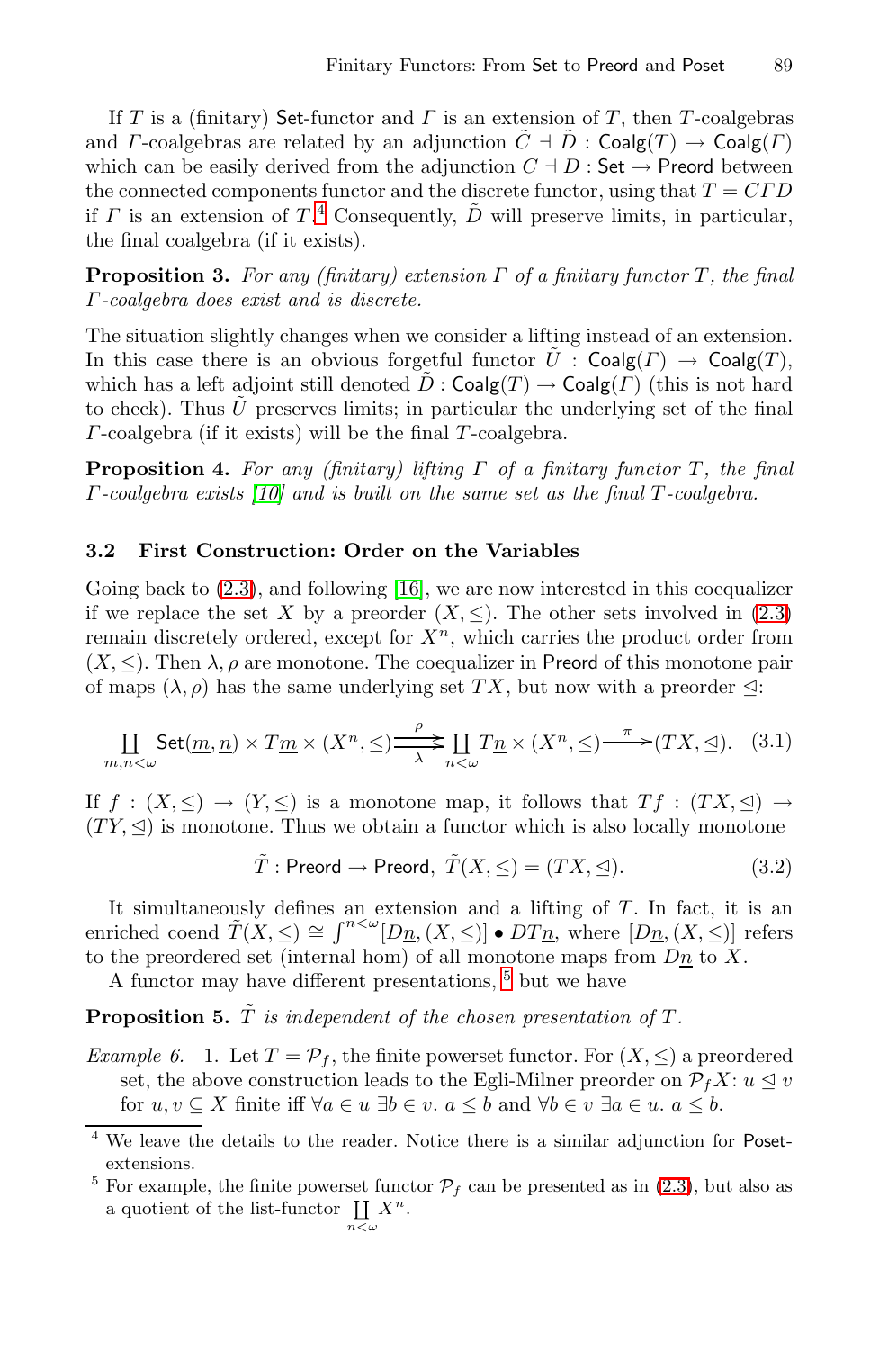If $T$ is a (finitary) $\mathsf{Set}$-functor and $\Gamma$ is an extension of $T$, then $T$-coalgebras and $\Gamma$-coalgebras are related by an adjunction $\tilde{C} \dashv \tilde{D} : \mathsf{Coalg}(T) \to \mathsf{Coalg}(\Gamma)$ which can be easily derived from the adjunction $C \dashv D : \mathsf{Set} \to \mathsf{Preord}$ between the connected components functor and the discrete functor, using that $T = C\Gamma D$ if $\Gamma$ is an extension of $T$.[4] Consequently, $\tilde{D}$ will preserve limits, in particular, the final coalgebra (if it exists).

**Proposition 3.** *For any (finitary) extension $\Gamma$ of a finitary functor $T$, the final $\Gamma$-coalgebra does exist and is discrete.*

The situation slightly changes when we consider a lifting instead of an extension. In this case there is an obvious forgetful functor $\tilde{U} : \mathsf{Coalg}(\Gamma) \to \mathsf{Coalg}(T)$, which has a left adjoint still denoted $\tilde{D} : \mathsf{Coalg}(T) \to \mathsf{Coalg}(\Gamma)$ (this is not hard to check). Thus $\tilde{U}$ preserves limits; in particular the underlying set of the final $\Gamma$-coalgebra (if it exists) will be the final $T$-coalgebra.

**Proposition 4.** *For any (finitary) lifting $\Gamma$ of a finitary functor $T$, the final $\Gamma$-coalgebra exists [10] and is built on the same set as the final $T$-coalgebra.*

### 3.2 First Construction: Order on the Variables

Going back to (2.3), and following [16], we are now interested in this coequalizer if we replace the set $X$ by a preorder $(X, \leq)$. The other sets involved in (2.3) remain discretely ordered, except for $X^n$, which carries the product order from $(X, \leq)$. Then $\lambda, \rho$ are monotone. The coequalizer in $\mathsf{Preord}$ of this monotone pair of maps $(\lambda, \rho)$ has the same underlying set $TX$, but now with a preorder $\trianglelefteq$:

$$\coprod_{m,n<\omega} \mathsf{Set}(\underline{m}, \underline{n}) \times T\underline{m} \times (X^n, \leq) \underset{\lambda}{\overset{\rho}{\rightrightarrows}} \coprod_{n<\omega} T\underline{n} \times (X^n, \leq) \xrightarrow{\ \pi\ } (TX, \trianglelefteq). \quad (3.1)$$

If $f : (X, \leq) \to (Y, \leq)$ is a monotone map, it follows that $Tf : (TX, \trianglelefteq) \to (TY, \trianglelefteq)$ is monotone. Thus we obtain a functor which is also locally monotone

$$\tilde{T} : \mathsf{Preord} \to \mathsf{Preord}, \ \tilde{T}(X, \leq) = (TX, \trianglelefteq). \quad (3.2)$$

It simultaneously defines an extension and a lifting of $T$. In fact, it is an enriched coend $\tilde{T}(X, \leq) \cong \int^{n<\omega} [D\underline{n}, (X, \leq)] \bullet DT\underline{n}$, where $[D\underline{n}, (X, \leq)]$ refers to the preordered set (internal hom) of all monotone maps from $D\underline{n}$ to $X$.

A functor may have different presentations, [5] but we have

**Proposition 5.** *$\tilde{T}$ is independent of the chosen presentation of $T$.*

*Example 6.* 1. Let $T = \mathcal{P}_f$, the finite powerset functor. For $(X, \leq)$ a preordered set, the above construction leads to the Egli-Milner preorder on $\mathcal{P}_f X$: $u \trianglelefteq v$ for $u, v \subseteq X$ finite iff $\forall a \in u\ \exists b \in v.\ a \leq b$ and $\forall b \in v\ \exists a \in u.\ a \leq b$.

---

[4] We leave the details to the reader. Notice there is a similar adjunction for $\mathsf{Poset}$-extensions.

[5] For example, the finite powerset functor $\mathcal{P}_f$ can be presented as in (2.3), but also as a quotient of the list-functor $\coprod_{n<\omega} X^n$.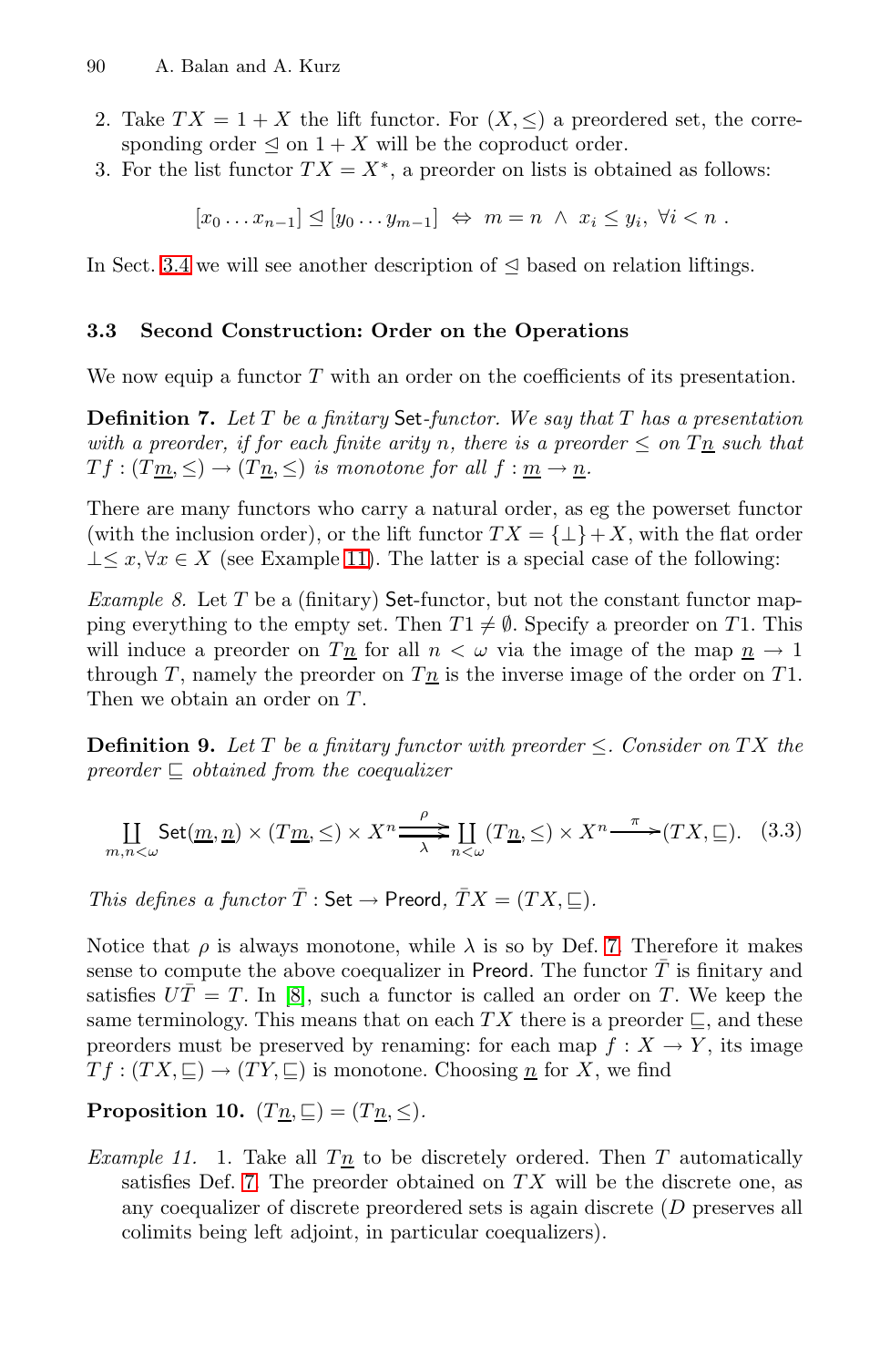2. Take $TX = 1 + X$ the lift functor. For $(X, \leq)$ a preordered set, the corresponding order $\trianglelefteq$ on $1 + X$ will be the coproduct order.
3. For the list functor $TX = X^*$, a preorder on lists is obtained as follows:

$$[x_0 \dots x_{n-1}] \trianglelefteq [y_0 \dots y_{m-1}] \ \Leftrightarrow \ m = n \ \wedge \ x_i \leq y_i, \ \forall i < n \ .$$

In Sect. 3.4 we will see another description of $\trianglelefteq$ based on relation liftings.

### 3.3 Second Construction: Order on the Operations

We now equip a functor $T$ with an order on the coefficients of its presentation.

**Definition 7.** *Let $T$ be a finitary* Set*-functor. We say that $T$ has a presentation with a preorder, if for each finite arity $n$, there is a preorder $\leq$ on $T\underline{n}$ such that $Tf : (T\underline{m}, \leq) \to (T\underline{n}, \leq)$ is monotone for all $f : \underline{m} \to \underline{n}$.*

There are many functors who carry a natural order, as eg the powerset functor (with the inclusion order), or the lift functor $TX = \{\bot\} + X$, with the flat order $\bot \leq x, \forall x \in X$ (see Example 11). The latter is a special case of the following:

*Example 8.* Let $T$ be a (finitary) Set-functor, but not the constant functor mapping everything to the empty set. Then $T1 \neq \emptyset$. Specify a preorder on $T1$. This will induce a preorder on $T\underline{n}$ for all $n < \omega$ via the image of the map $\underline{n} \to 1$ through $T$, namely the preorder on $T\underline{n}$ is the inverse image of the order on $T1$. Then we obtain an order on $T$.

**Definition 9.** *Let $T$ be a finitary functor with preorder $\leq$. Consider on $TX$ the preorder $\sqsubseteq$ obtained from the coequalizer*

$$\coprod_{m,n<\omega} \mathsf{Set}(\underline{m}, \underline{n}) \times (T\underline{m}, \leq) \times X^n \underset{\lambda}{\overset{\rho}{\rightrightarrows}} \coprod_{n<\omega} (T\underline{n}, \leq) \times X^n \xrightarrow{\ \pi\ } (TX, \sqsubseteq). \quad (3.3)$$

*This defines a functor $\bar{T} : \mathsf{Set} \to \mathsf{Preord}$, $\bar{T}X = (TX, \sqsubseteq)$.*

Notice that $\rho$ is always monotone, while $\lambda$ is so by Def. 7. Therefore it makes sense to compute the above coequalizer in Preord. The functor $\bar{T}$ is finitary and satisfies $U\bar{T} = T$. In [8], such a functor is called an order on $T$. We keep the same terminology. This means that on each $TX$ there is a preorder $\sqsubseteq$, and these preorders must be preserved by renaming: for each map $f : X \to Y$, its image $Tf : (TX, \sqsubseteq) \to (TY, \sqsubseteq)$ is monotone. Choosing $\underline{n}$ for $X$, we find

**Proposition 10.** $(T\underline{n}, \sqsubseteq) = (T\underline{n}, \leq)$.

*Example 11.* 1. Take all $T\underline{n}$ to be discretely ordered. Then $T$ automatically satisfies Def. 7. The preorder obtained on $TX$ will be the discrete one, as any coequalizer of discrete preordered sets is again discrete ($D$ preserves all colimits being left adjoint, in particular coequalizers).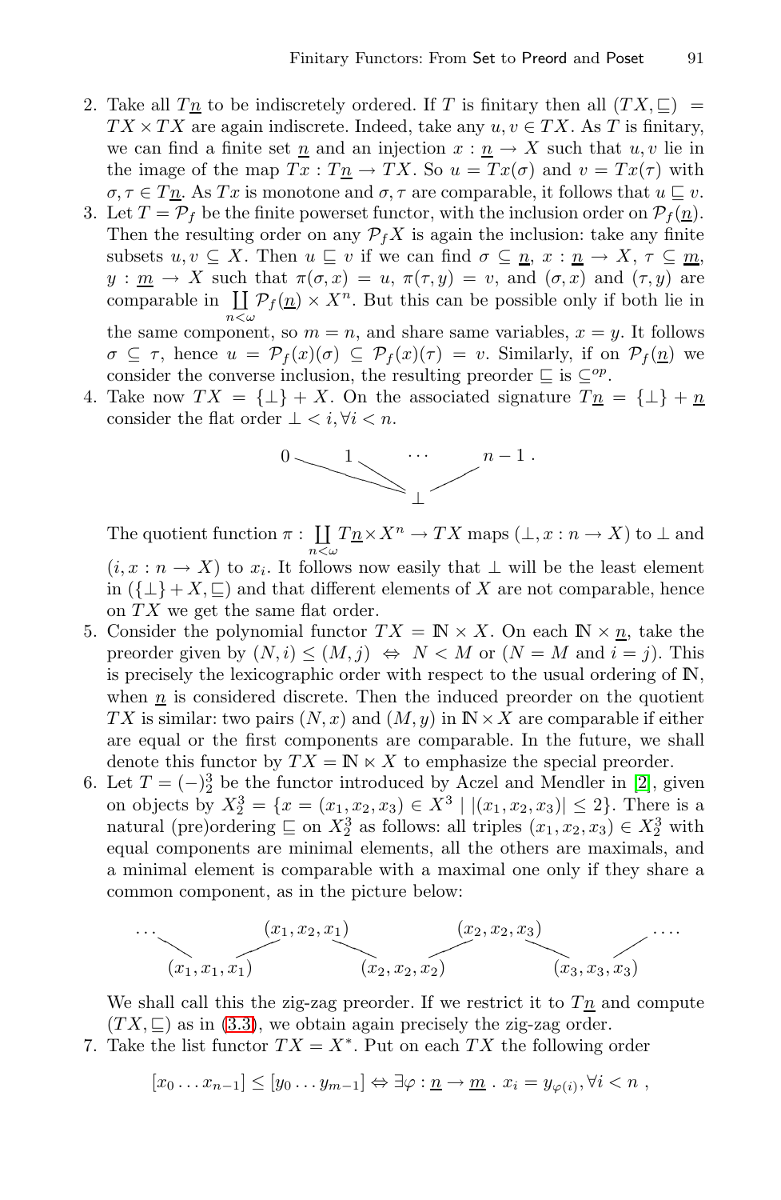2. Take all $T\underline{n}$ to be indiscretely ordered. If $T$ is finitary then all $(TX, \sqsubseteq) = TX \times TX$ are again indiscrete. Indeed, take any $u, v \in TX$. As $T$ is finitary, we can find a finite set $\underline{n}$ and an injection $x : \underline{n} \to X$ such that $u, v$ lie in the image of the map $Tx : T\underline{n} \to TX$. So $u = Tx(\sigma)$ and $v = Tx(\tau)$ with $\sigma, \tau \in T\underline{n}$. As $Tx$ is monotone and $\sigma, \tau$ are comparable, it follows that $u \sqsubseteq v$.
3. Let $T = \mathcal{P}_f$ be the finite powerset functor, with the inclusion order on $\mathcal{P}_f(\underline{n})$. Then the resulting order on any $\mathcal{P}_f X$ is again the inclusion: take any finite subsets $u, v \subseteq X$. Then $u \sqsubseteq v$ if we can find $\sigma \subseteq \underline{n}$, $x : \underline{n} \to X$, $\tau \subseteq \underline{m}$, $y : \underline{m} \to X$ such that $\pi(\sigma, x) = u$, $\pi(\tau, y) = v$, and $(\sigma, x)$ and $(\tau, y)$ are comparable in $\coprod_{n<\omega} \mathcal{P}_f(\underline{n}) \times X^n$. But this can be possible only if both lie in the same component, so $m = n$, and share same variables, $x = y$. It follows $\sigma \subseteq \tau$, hence $u = \mathcal{P}_f(x)(\sigma) \subseteq \mathcal{P}_f(x)(\tau) = v$. Similarly, if on $\mathcal{P}_f(\underline{n})$ we consider the converse inclusion, the resulting preorder $\sqsubseteq$ is $\subseteq^{op}$.
4. Take now $TX = \{\bot\} + X$. On the associated signature $T\underline{n} = \{\bot\} + \underline{n}$ consider the flat order $\bot < i, \forall i < n$.

$$0 \quad 1 \quad \cdots \quad n-1 \; , \qquad \text{all above } \bot$$

The quotient function $\pi : \coprod_{n<\omega} T\underline{n} \times X^n \to TX$ maps $(\bot, x : n \to X)$ to $\bot$ and $(i, x : n \to X)$ to $x_i$. It follows now easily that $\bot$ will be the least element in $(\{\bot\} + X, \sqsubseteq)$ and that different elements of $X$ are not comparable, hence on $TX$ we get the same flat order.
5. Consider the polynomial functor $TX = \mathbb{N} \times X$. On each $\mathbb{N} \times \underline{n}$, take the preorder given by $(N, i) \leq (M, j) \Leftrightarrow N < M$ or $(N = M$ and $i = j)$. This is precisely the lexicographic order with respect to the usual ordering of $\mathbb{N}$, when $\underline{n}$ is considered discrete. Then the induced preorder on the quotient $TX$ is similar: two pairs $(N, x)$ and $(M, y)$ in $\mathbb{N} \times X$ are comparable if either are equal or the first components are comparable. In the future, we shall denote this functor by $TX = \mathbb{N} \ltimes X$ to emphasize the special preorder.
6. Let $T = (-)^3_2$ be the functor introduced by Aczel and Mendler in [2], given on objects by $X^3_2 = \{x = (x_1, x_2, x_3) \in X^3 \mid |(x_1, x_2, x_3)| \leq 2\}$. There is a natural (pre)ordering $\sqsubseteq$ on $X^3_2$ as follows: all triples $(x_1, x_2, x_3) \in X^3_2$ with equal components are minimal elements, all the others are maximals, and a minimal element is comparable with a maximal one only if they share a common component, as in the picture below:

$$\cdots \quad (x_1,x_1,x_1) \sqsubseteq (x_1,x_2,x_1) \sqsupseteq (x_2,x_2,x_2) \sqsubseteq (x_2,x_2,x_3) \sqsupseteq (x_3,x_3,x_3) \quad \cdots$$

We shall call this the zig-zag preorder. If we restrict it to $T\underline{n}$ and compute $(TX, \sqsubseteq)$ as in (3.3), we obtain again precisely the zig-zag order.
7. Take the list functor $TX = X^*$. Put on each $TX$ the following order

$$[x_0 \ldots x_{n-1}] \leq [y_0 \ldots y_{m-1}] \Leftrightarrow \exists \varphi : \underline{n} \to \underline{m} \; . \; x_i = y_{\varphi(i)}, \forall i < n \; ,$$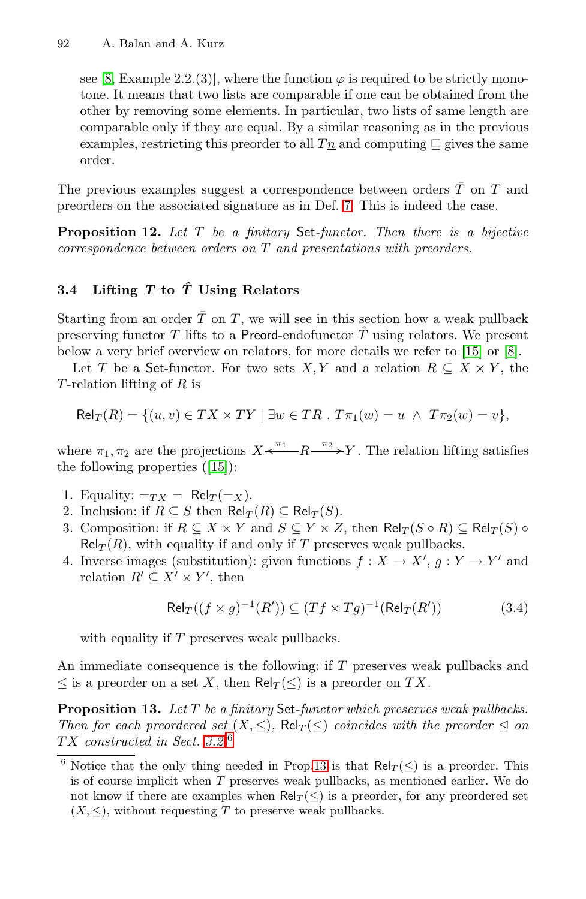see [8, Example 2.2.(3)], where the function $\varphi$ is required to be strictly monotone. It means that two lists are comparable if one can be obtained from the other by removing some elements. In particular, two lists of same length are comparable only if they are equal. By a similar reasoning as in the previous examples, restricting this preorder to all $T\underline{n}$ and computing $\sqsubseteq$ gives the same order.

The previous examples suggest a correspondence between orders $\bar{T}$ on $T$ and preorders on the associated signature as in Def. 7. This is indeed the case.

**Proposition 12.** *Let $T$ be a finitary* Set*-functor. Then there is a bijective correspondence between orders on $T$ and presentations with preorders.*

### 3.4 Lifting $T$ to $\hat{T}$ Using Relators

Starting from an order $\bar{T}$ on $T$, we will see in this section how a weak pullback preserving functor $T$ lifts to a Preord-endofunctor $\hat{T}$ using relators. We present below a very brief overview on relators, for more details we refer to [15] or [8].

Let $T$ be a Set-functor. For two sets $X, Y$ and a relation $R \subseteq X \times Y$, the $T$-relation lifting of $R$ is

$$\mathsf{Rel}_T(R) = \{(u, v) \in TX \times TY \mid \exists w \in TR \,.\, T\pi_1(w) = u \ \wedge \ T\pi_2(w) = v\},$$

where $\pi_1, \pi_2$ are the projections $X \xleftarrow{\pi_1} R \xrightarrow{\pi_2} Y$. The relation lifting satisfies the following properties ([15]):

1. Equality: $=_{TX} \ = \ \mathsf{Rel}_T(=_X)$.
2. Inclusion: if $R \subseteq S$ then $\mathsf{Rel}_T(R) \subseteq \mathsf{Rel}_T(S)$.
3. Composition: if $R \subseteq X \times Y$ and $S \subseteq Y \times Z$, then $\mathsf{Rel}_T(S \circ R) \subseteq \mathsf{Rel}_T(S) \circ \mathsf{Rel}_T(R)$, with equality if and only if $T$ preserves weak pullbacks.
4. Inverse images (substitution): given functions $f : X \to X'$, $g : Y \to Y'$ and relation $R' \subseteq X' \times Y'$, then

$$\mathsf{Rel}_T((f \times g)^{-1}(R')) \subseteq (Tf \times Tg)^{-1}(\mathsf{Rel}_T(R')) \tag{3.4}$$

with equality if $T$ preserves weak pullbacks.

An immediate consequence is the following: if $T$ preserves weak pullbacks and $\leq$ is a preorder on a set $X$, then $\mathsf{Rel}_T(\leq)$ is a preorder on $TX$.

**Proposition 13.** *Let $T$ be a finitary* Set*-functor which preserves weak pullbacks. Then for each preordered set $(X, \leq)$, $\mathsf{Rel}_T(\leq)$ coincides with the preorder $\trianglelefteq$ on $TX$ constructed in Sect. 3.2.*[6]

[6] Notice that the only thing needed in Prop 13 is that $\mathsf{Rel}_T(\leq)$ is a preorder. This is of course implicit when $T$ preserves weak pullbacks, as mentioned earlier. We do not know if there are examples when $\mathsf{Rel}_T(\leq)$ is a preorder, for any preordered set $(X, \leq)$, without requesting $T$ to preserve weak pullbacks.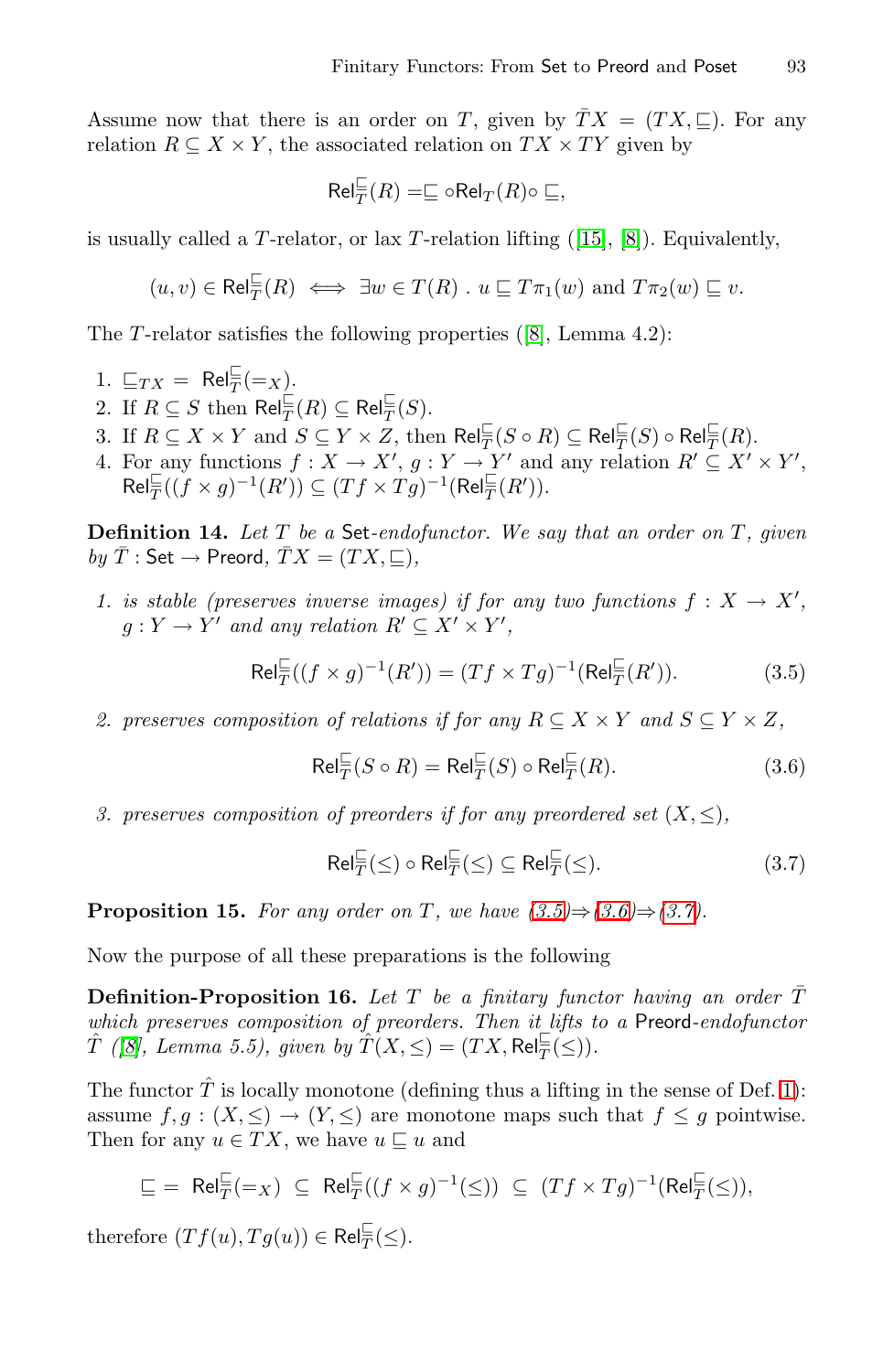Assume now that there is an order on $T$, given by $\bar{T}X = (TX, \sqsubseteq)$. For any relation $R \subseteq X \times Y$, the associated relation on $TX \times TY$ given by

$$\mathsf{Rel}_T^{\sqsubseteq}(R) = \sqsubseteq \circ \mathsf{Rel}_T(R) \circ \sqsubseteq,$$

is usually called a $T$-relator, or lax $T$-relation lifting ([15], [8]). Equivalently,

$$(u, v) \in \mathsf{Rel}_T^{\sqsubseteq}(R) \iff \exists w \in T(R) \,.\, u \sqsubseteq T\pi_1(w) \text{ and } T\pi_2(w) \sqsubseteq v.$$

The $T$-relator satisfies the following properties ([8], Lemma 4.2):

1. $\sqsubseteq_{TX} = \mathsf{Rel}_T^{\sqsubseteq}(=_X)$.
2. If $R \subseteq S$ then $\mathsf{Rel}_T^{\sqsubseteq}(R) \subseteq \mathsf{Rel}_T^{\sqsubseteq}(S)$.
3. If $R \subseteq X \times Y$ and $S \subseteq Y \times Z$, then $\mathsf{Rel}_T^{\sqsubseteq}(S \circ R) \subseteq \mathsf{Rel}_T^{\sqsubseteq}(S) \circ \mathsf{Rel}_T^{\sqsubseteq}(R)$.
4. For any functions $f : X \to X'$, $g : Y \to Y'$ and any relation $R' \subseteq X' \times Y'$, $\mathsf{Rel}_T^{\sqsubseteq}((f \times g)^{-1}(R')) \subseteq (Tf \times Tg)^{-1}(\mathsf{Rel}_T^{\sqsubseteq}(R'))$.

**Definition 14.** *Let $T$ be a* Set*-endofunctor. We say that an order on $T$, given by $\bar{T} : \mathsf{Set} \to \mathsf{Preord}$, $\bar{T}X = (TX, \sqsubseteq)$,*

1. *is stable (preserves inverse images) if for any two functions $f : X \to X'$, $g : Y \to Y'$ and any relation $R' \subseteq X' \times Y'$,*

$$\mathsf{Rel}_T^{\sqsubseteq}((f \times g)^{-1}(R')) = (Tf \times Tg)^{-1}(\mathsf{Rel}_T^{\sqsubseteq}(R')). \tag{3.5}$$

2. *preserves composition of relations if for any $R \subseteq X \times Y$ and $S \subseteq Y \times Z$,*

$$\mathsf{Rel}_T^{\sqsubseteq}(S \circ R) = \mathsf{Rel}_T^{\sqsubseteq}(S) \circ \mathsf{Rel}_T^{\sqsubseteq}(R). \tag{3.6}$$

3. *preserves composition of preorders if for any preordered set $(X, \leq)$,*

$$\mathsf{Rel}_T^{\sqsubseteq}(\leq) \circ \mathsf{Rel}_T^{\sqsubseteq}(\leq) \subseteq \mathsf{Rel}_T^{\sqsubseteq}(\leq). \tag{3.7}$$

**Proposition 15.** *For any order on $T$, we have (3.5)⇒(3.6)⇒(3.7).*

Now the purpose of all these preparations is the following

**Definition-Proposition 16.** *Let $T$ be a finitary functor having an order $\bar{T}$ which preserves composition of preorders. Then it lifts to a* Preord*-endofunctor $\hat{T}$ ([8], Lemma 5.5), given by $\hat{T}(X, \leq) = (TX, \mathsf{Rel}_T^{\sqsubseteq}(\leq))$.*

The functor $\hat{T}$ is locally monotone (defining thus a lifting in the sense of Def. 1): assume $f, g : (X, \leq) \to (Y, \leq)$ are monotone maps such that $f \leq g$ pointwise. Then for any $u \in TX$, we have $u \sqsubseteq u$ and

$$\sqsubseteq \;=\; \mathsf{Rel}_T^{\sqsubseteq}(=_X) \;\subseteq\; \mathsf{Rel}_T^{\sqsubseteq}((f \times g)^{-1}(\leq)) \;\subseteq\; (Tf \times Tg)^{-1}(\mathsf{Rel}_T^{\sqsubseteq}(\leq)),$$

therefore $(Tf(u), Tg(u)) \in \mathsf{Rel}_T^{\sqsubseteq}(\leq)$.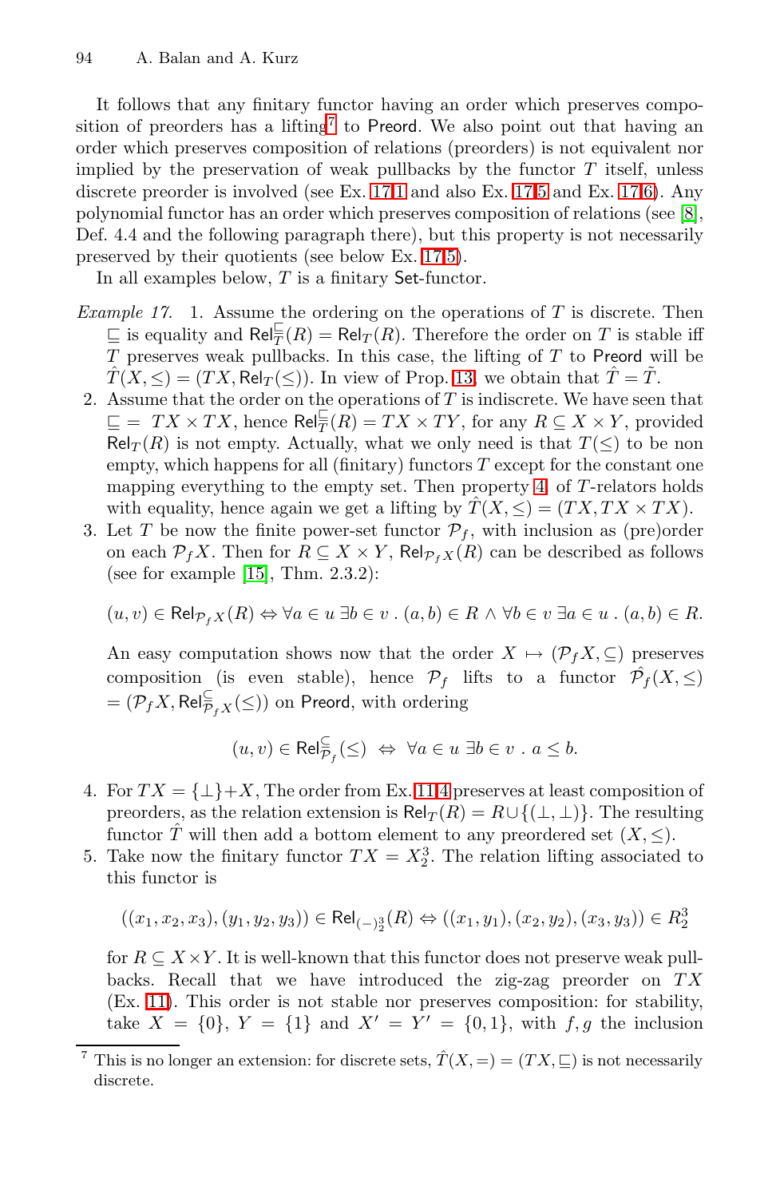It follows that any finitary functor having an order which preserves composition of preorders has a lifting[7] to $\mathsf{Preord}$. We also point out that having an order which preserves composition of relations (preorders) is not equivalent nor implied by the preservation of weak pullbacks by the functor $T$ itself, unless discrete preorder is involved (see Ex. 17.1 and also Ex. 17.5 and Ex. 17.6). Any polynomial functor has an order which preserves composition of relations (see [8], Def. 4.4 and the following paragraph there), but this property is not necessarily preserved by their quotients (see below Ex. 17.5).

In all examples below, $T$ is a finitary $\mathsf{Set}$-functor.

*Example 17.*

1. Assume the ordering on the operations of $T$ is discrete. Then $\sqsubseteq$ is equality and $\mathsf{Rel}_T^{\sqsubseteq}(R) = \mathsf{Rel}_T(R)$. Therefore the order on $T$ is stable iff $T$ preserves weak pullbacks. In this case, the lifting of $T$ to $\mathsf{Preord}$ will be $\hat{T}(X, \leq) = (TX, \mathsf{Rel}_T(\leq))$. In view of Prop. 13, we obtain that $\hat{T} = \tilde{T}$.
2. Assume that the order on the operations of $T$ is indiscrete. We have seen that $\sqsubseteq\, = TX \times TX$, hence $\mathsf{Rel}_T^{\sqsubseteq}(R) = TX \times TY$, for any $R \subseteq X \times Y$, provided $\mathsf{Rel}_T(R)$ is not empty. Actually, what we only need is that $T(\leq)$ to be non empty, which happens for all (finitary) functors $T$ except for the constant one mapping everything to the empty set. Then property 4 of $T$-relators holds with equality, hence again we get a lifting by $\hat{T}(X, \leq) = (TX, TX \times TX)$.
3. Let $T$ be now the finite power-set functor $\mathcal{P}_f$, with inclusion as (pre)order on each $\mathcal{P}_f X$. Then for $R \subseteq X \times Y$, $\mathsf{Rel}_{\mathcal{P}_f X}(R)$ can be described as follows (see for example [15], Thm. 2.3.2):

   $$(u, v) \in \mathsf{Rel}_{\mathcal{P}_f X}(R) \Leftrightarrow \forall a \in u\ \exists b \in v\ .\ (a, b) \in R \wedge \forall b \in v\ \exists a \in u\ .\ (a, b) \in R.$$

   An easy computation shows now that the order $X \mapsto (\mathcal{P}_f X, \subseteq)$ preserves composition (is even stable), hence $\mathcal{P}_f$ lifts to a functor $\hat{\mathcal{P}_f}(X, \leq) = (\mathcal{P}_f X, \mathsf{Rel}_{\mathcal{P}_f X}^{\subseteq}(\leq))$ on $\mathsf{Preord}$, with ordering

   $$(u, v) \in \mathsf{Rel}_{\mathcal{P}_f}^{\subseteq}(\leq) \ \Leftrightarrow\ \forall a \in u\ \exists b \in v\ .\ a \leq b.$$

4. For $TX = \{\perp\} + X$, The order from Ex. 11.4 preserves at least composition of preorders, as the relation extension is $\mathsf{Rel}_T(R) = R \cup \{(\perp, \perp)\}$. The resulting functor $\hat{T}$ will then add a bottom element to any preordered set $(X, \leq)$.
5. Take now the finitary functor $TX = X_2^3$. The relation lifting associated to this functor is

   $$((x_1, x_2, x_3), (y_1, y_2, y_3)) \in \mathsf{Rel}_{(-)_2^3}(R) \Leftrightarrow ((x_1, y_1), (x_2, y_2), (x_3, y_3)) \in R_2^3$$

   for $R \subseteq X \times Y$. It is well-known that this functor does not preserve weak pullbacks. Recall that we have introduced the zig-zag preorder on $TX$ (Ex. 11). This order is not stable nor preserves composition: for stability, take $X = \{0\}$, $Y = \{1\}$ and $X' = Y' = \{0, 1\}$, with $f, g$ the inclusion

[7] This is no longer an extension: for discrete sets, $\hat{T}(X, =) = (TX, \sqsubseteq)$ is not necessarily discrete.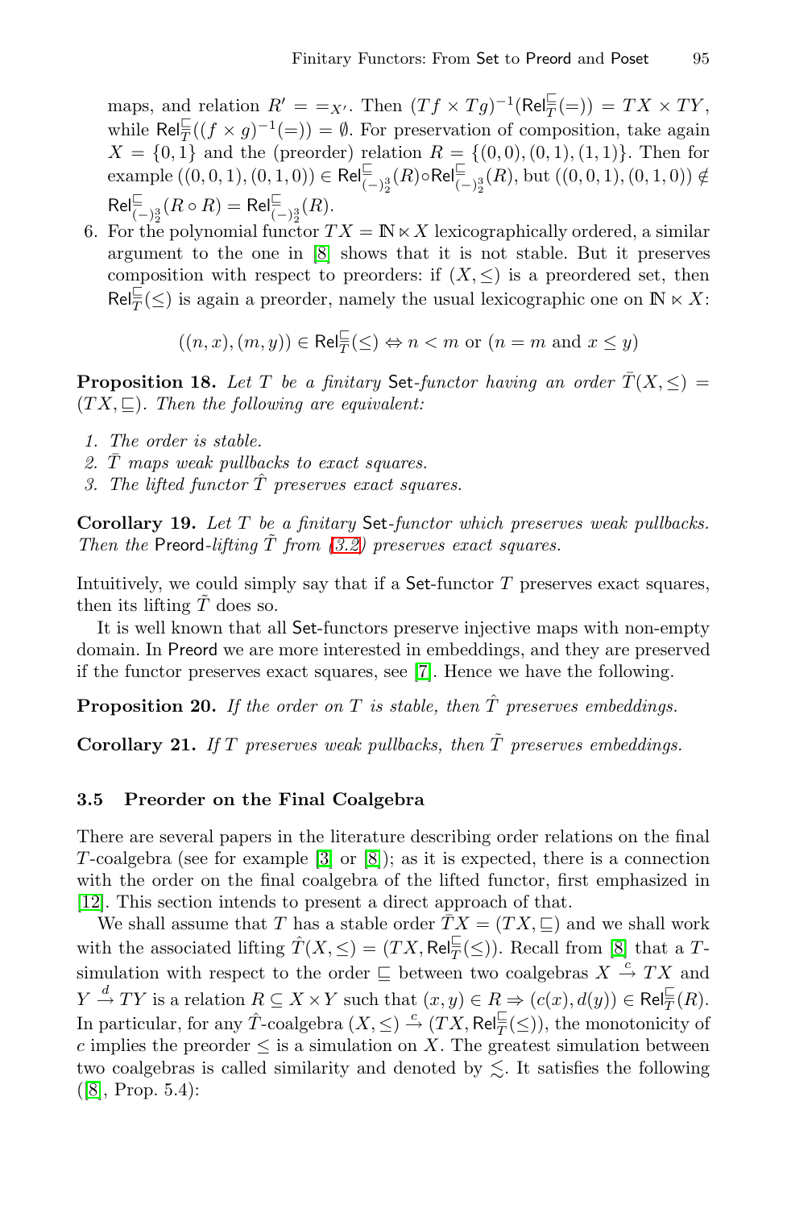maps, and relation $R' = =_{X'}$. Then $(Tf \times Tg)^{-1}(\mathsf{Rel}_T^{\sqsubseteq}(=)) = TX \times TY$, while $\mathsf{Rel}_T^{\sqsubseteq}((f \times g)^{-1}(=)) = \emptyset$. For preservation of composition, take again $X = \{0,1\}$ and the (preorder) relation $R = \{(0,0),(0,1),(1,1)\}$. Then for example $((0,0,1),(0,1,0)) \in \mathsf{Rel}_{(-)^3_2}^{\sqsubseteq}(R) \circ \mathsf{Rel}_{(-)^3_2}^{\sqsubseteq}(R)$, but $((0,0,1),(0,1,0)) \notin \mathsf{Rel}_{(-)^3_2}^{\sqsubseteq}(R \circ R) = \mathsf{Rel}_{(-)^3_2}^{\sqsubseteq}(R)$.

6. For the polynomial functor $TX = \mathbb{N} \ltimes X$ lexicographically ordered, a similar argument to the one in [8] shows that it is not stable. But it preserves composition with respect to preorders: if $(X, \leq)$ is a preordered set, then $\mathsf{Rel}_T^{\sqsubseteq}(\leq)$ is again a preorder, namely the usual lexicographic one on $\mathbb{N} \ltimes X$:

$$((n,x),(m,y)) \in \mathsf{Rel}_T^{\sqsubseteq}(\leq) \Leftrightarrow n < m \text{ or } (n = m \text{ and } x \leq y)$$

**Proposition 18.** *Let $T$ be a finitary* Set*-functor having an order $\bar{T}(X, \leq) = (TX, \sqsubseteq)$. Then the following are equivalent:*

1. *The order is stable.*
2. *$\bar{T}$ maps weak pullbacks to exact squares.*
3. *The lifted functor $\hat{T}$ preserves exact squares.*

**Corollary 19.** *Let $T$ be a finitary* Set*-functor which preserves weak pullbacks. Then the* Preord*-lifting $\tilde{T}$ from (3.2) preserves exact squares.*

Intuitively, we could simply say that if a Set-functor $T$ preserves exact squares, then its lifting $\tilde{T}$ does so.

It is well known that all Set-functors preserve injective maps with non-empty domain. In Preord we are more interested in embeddings, and they are preserved if the functor preserves exact squares, see [7]. Hence we have the following.

**Proposition 20.** *If the order on $T$ is stable, then $\hat{T}$ preserves embeddings.*

**Corollary 21.** *If $T$ preserves weak pullbacks, then $\tilde{T}$ preserves embeddings.*

### 3.5 Preorder on the Final Coalgebra

There are several papers in the literature describing order relations on the final $T$-coalgebra (see for example [3] or [8]); as it is expected, there is a connection with the order on the final coalgebra of the lifted functor, first emphasized in [12]. This section intends to present a direct approach of that.

We shall assume that $T$ has a stable order $\bar{T}X = (TX, \sqsubseteq)$ and we shall work with the associated lifting $\hat{T}(X, \leq) = (TX, \mathsf{Rel}_T^{\sqsubseteq}(\leq))$. Recall from [8] that a $T$-simulation with respect to the order $\sqsubseteq$ between two coalgebras $X \xrightarrow{c} TX$ and $Y \xrightarrow{d} TY$ is a relation $R \subseteq X \times Y$ such that $(x,y) \in R \Rightarrow (c(x), d(y)) \in \mathsf{Rel}_T^{\sqsubseteq}(R)$. In particular, for any $\hat{T}$-coalgebra $(X, \leq) \xrightarrow{c} (TX, \mathsf{Rel}_T^{\sqsubseteq}(\leq))$, the monotonicity of $c$ implies the preorder $\leq$ is a simulation on $X$. The greatest simulation between two coalgebras is called similarity and denoted by $\lesssim$. It satisfies the following ([8], Prop. 5.4):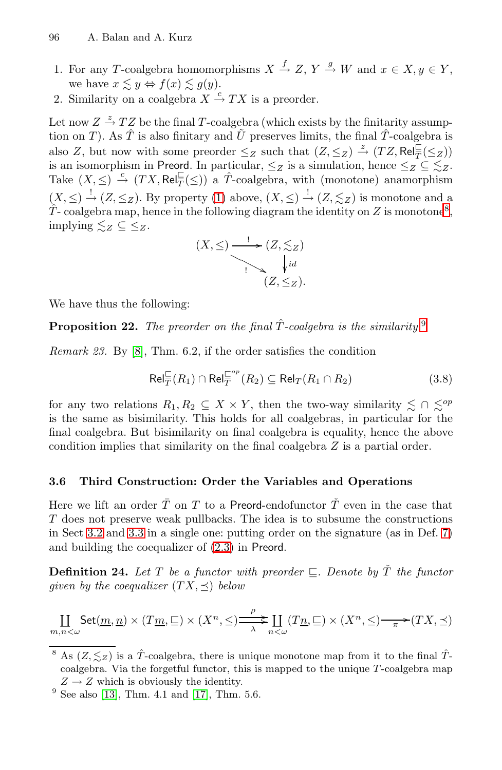1. For any $T$-coalgebra homomorphisms $X \xrightarrow{f} Z$, $Y \xrightarrow{g} W$ and $x \in X, y \in Y$, we have $x \lesssim y \Leftrightarrow f(x) \lesssim g(y)$.
2. Similarity on a coalgebra $X \xrightarrow{c} TX$ is a preorder.

Let now $Z \xrightarrow{z} TZ$ be the final $T$-coalgebra (which exists by the finitarity assumption on $T$). As $\hat{T}$ is also finitary and $\tilde{U}$ preserves limits, the final $\hat{T}$-coalgebra is also $Z$, but now with some preorder $\leq_Z$ such that $(Z, \leq_Z) \xrightarrow{z} (TZ, \mathsf{Rel}_T^{\sqsubseteq}(\leq_Z))$ is an isomorphism in $\mathsf{Preord}$. In particular, $\leq_Z$ is a simulation, hence $\leq_Z \subseteq \lesssim_Z$. Take $(X, \leq) \xrightarrow{c} (TX, \mathsf{Rel}_T^{\sqsubseteq}(\leq))$ a $\hat{T}$-coalgebra, with (monotone) anamorphism $(X, \leq) \xrightarrow{!} (Z, \leq_Z)$. By property (1) above, $(X, \leq) \xrightarrow{!} (Z, \lesssim_Z)$ is monotone and a $\hat{T}$- coalgebra map, hence in the following diagram the identity on $Z$ is monotone[8], implying $\lesssim_Z \subseteq \leq_Z$.

$$
\begin{array}{ccc}
(X, \leq) & \xrightarrow{\;!\;} & (Z, \lesssim_Z) \\
& \searrow^{!} & \big\downarrow id \\
& & (Z, \leq_Z).
\end{array}
$$

We have thus the following:

**Proposition 22.** *The preorder on the final $\hat{T}$-coalgebra is the similarity*[9]

*Remark 23.* By [8], Thm. 6.2, if the order satisfies the condition

$$
\mathsf{Rel}_T^{\sqsubseteq}(R_1) \cap \mathsf{Rel}_T^{\sqsubseteq^{op}}(R_2) \subseteq \mathsf{Rel}_T(R_1 \cap R_2) \tag{3.8}
$$

for any two relations $R_1, R_2 \subseteq X \times Y$, then the two-way similarity $\lesssim \cap \lesssim^{op}$ is the same as bisimilarity. This holds for all coalgebras, in particular for the final coalgebra. But bisimilarity on final coalgebra is equality, hence the above condition implies that similarity on the final coalgebra $Z$ is a partial order.

### 3.6 Third Construction: Order the Variables and Operations

Here we lift an order $\bar{T}$ on $T$ to a $\mathsf{Preord}$-endofunctor $\check{T}$ even in the case that $T$ does not preserve weak pullbacks. The idea is to subsume the constructions in Sect 3.2 and 3.3 in a single one: putting order on the signature (as in Def. 7) and building the coequalizer of (2.3) in $\mathsf{Preord}$.

**Definition 24.** *Let $T$ be a functor with preorder $\sqsubseteq$. Denote by $\check{T}$ the functor given by the coequalizer $(TX, \preceq)$ below*

$$
\coprod_{m,n<\omega} \mathsf{Set}(\underline{m}, \underline{n}) \times (T\underline{m}, \sqsubseteq) \times (X^n, \leq) \underset{\lambda}{\overset{\rho}{\rightrightarrows}} \coprod_{n<\omega} (T\underline{n}, \sqsubseteq) \times (X^n, \leq) \xrightarrow{\;\pi\;} (TX, \preceq)
$$

---

[8] As $(Z, \lesssim_Z)$ is a $\hat{T}$-coalgebra, there is unique monotone map from it to the final $\hat{T}$-coalgebra. Via the forgetful functor, this is mapped to the unique $T$-coalgebra map $Z \to Z$ which is obviously the identity.

[9] See also [13], Thm. 4.1 and [17], Thm. 5.6.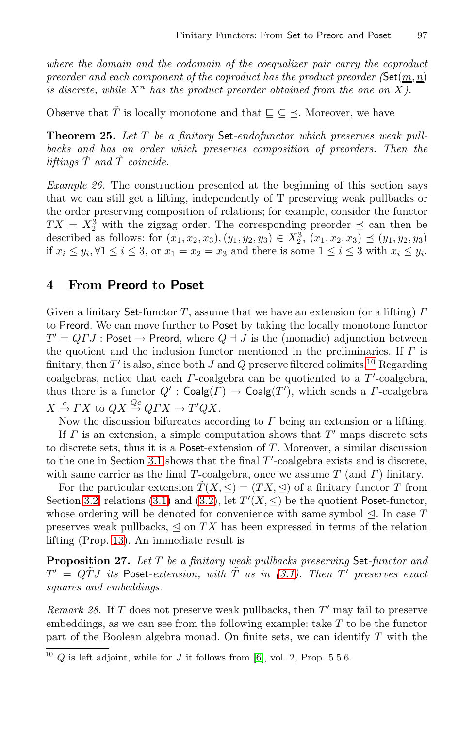*where the domain and the codomain of the coequalizer pair carry the coproduct preorder and each component of the coproduct has the product preorder ($\mathsf{Set}(\underline{m}, \underline{n})$ is discrete, while $X^n$ has the product preorder obtained from the one on $X$).*

Observe that $\check{T}$ is locally monotone and that $\sqsubseteq \subseteq \preceq$. Moreover, we have

**Theorem 25.** *Let $T$ be a finitary $\mathsf{Set}$-endofunctor which preserves weak pullbacks and has an order which preserves composition of preorders. Then the liftings $\check{T}$ and $\hat{T}$ coincide.*

*Example 26.* The construction presented at the beginning of this section says that we can still get a lifting, independently of T preserving weak pullbacks or the order preserving composition of relations; for example, consider the functor $TX = X_2^3$ with the zigzag order. The corresponding preorder $\preceq$ can then be described as follows: for $(x_1, x_2, x_3), (y_1, y_2, y_3) \in X_2^3$, $(x_1, x_2, x_3) \preceq (y_1, y_2, y_3)$ if $x_i \leq y_i, \forall 1 \leq i \leq 3$, or $x_1 = x_2 = x_3$ and there is some $1 \leq i \leq 3$ with $x_i \leq y_i$.

## 4 From Preord to Poset

Given a finitary $\mathsf{Set}$-functor $T$, assume that we have an extension (or a lifting) $\Gamma$ to $\mathsf{Preord}$. We can move further to $\mathsf{Poset}$ by taking the locally monotone functor $T' = Q\Gamma J : \mathsf{Poset} \to \mathsf{Preord}$, where $Q \dashv J$ is the (monadic) adjunction between the quotient and the inclusion functor mentioned in the preliminaries. If $\Gamma$ is finitary, then $T'$ is also, since both $J$ and $Q$ preserve filtered colimits.[10] Regarding coalgebras, notice that each $\Gamma$-coalgebra can be quotiented to a $T'$-coalgebra, thus there is a functor $Q' : \mathsf{Coalg}(\Gamma) \to \mathsf{Coalg}(T')$, which sends a $\Gamma$-coalgebra $X \xrightarrow{c} \Gamma X$ to $QX \xrightarrow{Qc} Q\Gamma X \to T'QX$.

Now the discussion bifurcates according to $\Gamma$ being an extension or a lifting.

If $\Gamma$ is an extension, a simple computation shows that $T'$ maps discrete sets to discrete sets, thus it is a $\mathsf{Poset}$-extension of $T$. Moreover, a similar discussion to the one in Section 3.1 shows that the final $T'$-coalgebra exists and is discrete, with same carrier as the final $T$-coalgebra, once we assume $T$ (and $\Gamma$) finitary.

For the particular extension $\tilde{T}(X, \leq) = (TX, \trianglelefteq)$ of a finitary functor $T$ from Section 3.2, relations (3.1) and (3.2), let $T'(X, \leq)$ be the quotient $\mathsf{Poset}$-functor, whose ordering will be denoted for convenience with same symbol $\trianglelefteq$. In case $T$ preserves weak pullbacks, $\trianglelefteq$ on $TX$ has been expressed in terms of the relation lifting (Prop. 13). An immediate result is

**Proposition 27.** *Let $T$ be a finitary weak pullbacks preserving $\mathsf{Set}$-functor and $T' = Q\tilde{T}J$ its $\mathsf{Poset}$-extension, with $\tilde{T}$ as in (3.1). Then $T'$ preserves exact squares and embeddings.*

*Remark 28.* If $T$ does not preserve weak pullbacks, then $T'$ may fail to preserve embeddings, as we can see from the following example: take $T$ to be the functor part of the Boolean algebra monad. On finite sets, we can identify $T$ with the

---

[10] $Q$ is left adjoint, while for $J$ it follows from [6], vol. 2, Prop. 5.5.6.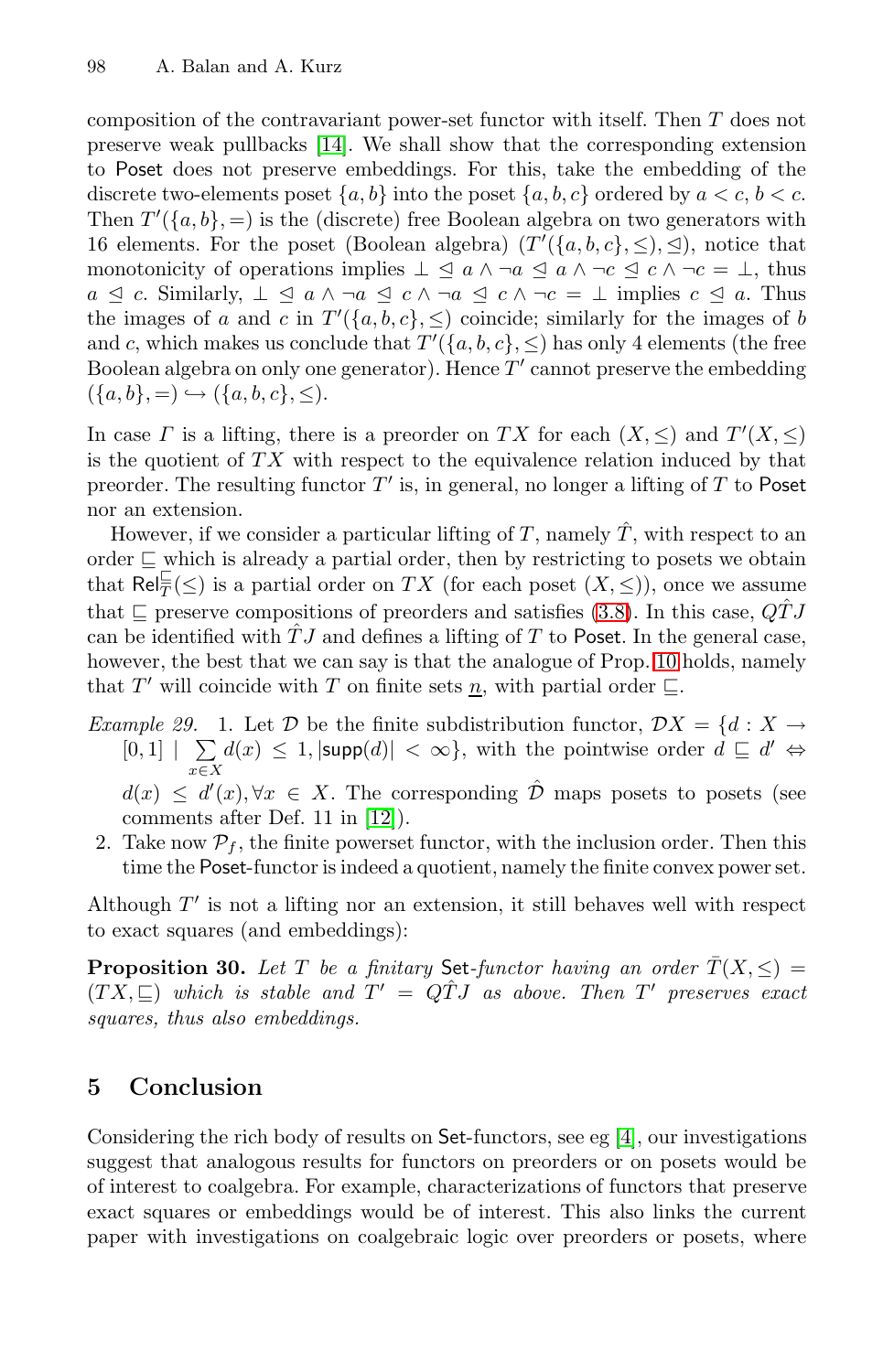composition of the contravariant power-set functor with itself. Then $T$ does not preserve weak pullbacks [14]. We shall show that the corresponding extension to $\mathsf{Poset}$ does not preserve embeddings. For this, take the embedding of the discrete two-elements poset $\{a, b\}$ into the poset $\{a, b, c\}$ ordered by $a < c$, $b < c$. Then $T'(\{a, b\}, =)$ is the (discrete) free Boolean algebra on two generators with 16 elements. For the poset (Boolean algebra) $(T'(\{a, b, c\}, \leq), \trianglelefteq)$, notice that monotonicity of operations implies $\bot \trianglelefteq a \wedge \neg a \trianglelefteq a \wedge \neg c \trianglelefteq c \wedge \neg c = \bot$, thus $a \trianglelefteq c$. Similarly, $\bot \trianglelefteq a \wedge \neg a \trianglelefteq c \wedge \neg a \trianglelefteq c \wedge \neg c = \bot$ implies $c \trianglelefteq a$. Thus the images of $a$ and $c$ in $T'(\{a, b, c\}, \leq)$ coincide; similarly for the images of $b$ and $c$, which makes us conclude that $T'(\{a, b, c\}, \leq)$ has only 4 elements (the free Boolean algebra on only one generator). Hence $T'$ cannot preserve the embedding $(\{a, b\}, =) \hookrightarrow (\{a, b, c\}, \leq)$.

In case $\Gamma$ is a lifting, there is a preorder on $TX$ for each $(X, \leq)$ and $T'(X, \leq)$ is the quotient of $TX$ with respect to the equivalence relation induced by that preorder. The resulting functor $T'$ is, in general, no longer a lifting of $T$ to $\mathsf{Poset}$ nor an extension.

However, if we consider a particular lifting of $T$, namely $\hat{T}$, with respect to an order $\sqsubseteq$ which is already a partial order, then by restricting to posets we obtain that $\mathsf{Rel}_T^{\sqsubseteq}(\leq)$ is a partial order on $TX$ (for each poset $(X, \leq)$), once we assume that $\sqsubseteq$ preserve compositions of preorders and satisfies (3.8). In this case, $Q\hat{T}J$ can be identified with $\hat{T}J$ and defines a lifting of $T$ to $\mathsf{Poset}$. In the general case, however, the best that we can say is that the analogue of Prop. 10 holds, namely that $T'$ will coincide with $T$ on finite sets $\underline{n}$, with partial order $\sqsubseteq$.

*Example 29.* 1. Let $\mathcal{D}$ be the finite subdistribution functor, $\mathcal{D}X = \{d : X \to [0, 1] \mid \sum_{x \in X} d(x) \leq 1, |\mathsf{supp}(d)| < \infty\}$, with the pointwise order $d \sqsubseteq d' \Leftrightarrow d(x) \leq d'(x), \forall x \in X$. The corresponding $\hat{\mathcal{D}}$ maps posets to posets (see comments after Def. 11 in [12]).

2. Take now $\mathcal{P}_f$, the finite powerset functor, with the inclusion order. Then this time the $\mathsf{Poset}$-functor is indeed a quotient, namely the finite convex power set.

Although $T'$ is not a lifting nor an extension, it still behaves well with respect to exact squares (and embeddings):

**Proposition 30.** *Let $T$ be a finitary $\mathsf{Set}$-functor having an order $\bar{T}(X, \leq) = (TX, \sqsubseteq)$ which is stable and $T' = Q\hat{T}J$ as above. Then $T'$ preserves exact squares, thus also embeddings.*

## 5 Conclusion

Considering the rich body of results on $\mathsf{Set}$-functors, see eg [4], our investigations suggest that analogous results for functors on preorders or on posets would be of interest to coalgebra. For example, characterizations of functors that preserve exact squares or embeddings would be of interest. This also links the current paper with investigations on coalgebraic logic over preorders or posets, where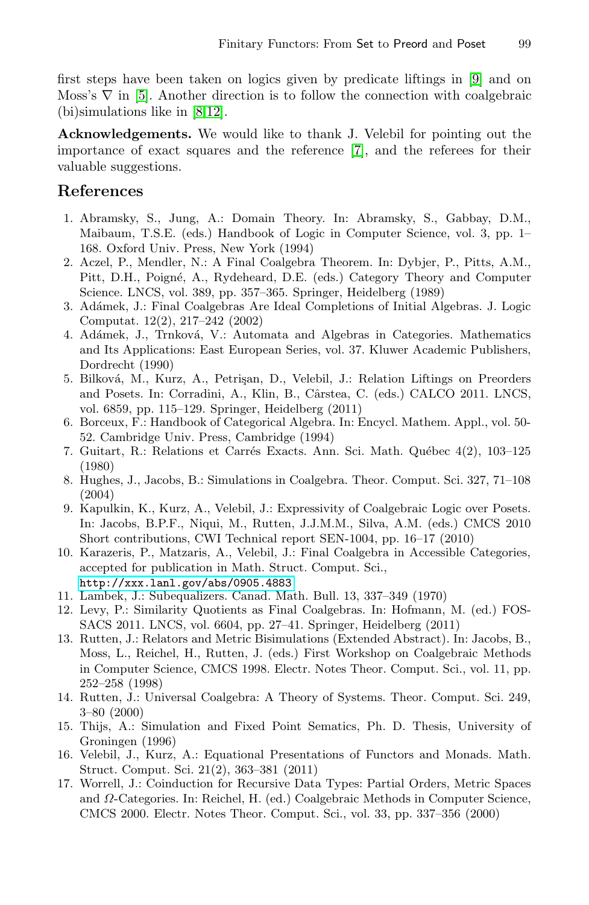first steps have been taken on logics given by predicate liftings in [9] and on Moss's $\nabla$ in [5]. Another direction is to follow the connection with coalgebraic (bi)simulations like in [8,12].

**Acknowledgements.** We would like to thank J. Velebil for pointing out the importance of exact squares and the reference [7], and the referees for their valuable suggestions.

## References

1. Abramsky, S., Jung, A.: Domain Theory. In: Abramsky, S., Gabbay, D.M., Maibaum, T.S.E. (eds.) Handbook of Logic in Computer Science, vol. 3, pp. 1–168. Oxford Univ. Press, New York (1994)
2. Aczel, P., Mendler, N.: A Final Coalgebra Theorem. In: Dybjer, P., Pitts, A.M., Pitt, D.H., Poigné, A., Rydeheard, D.E. (eds.) Category Theory and Computer Science. LNCS, vol. 389, pp. 357–365. Springer, Heidelberg (1989)
3. Adámek, J.: Final Coalgebras Are Ideal Completions of Initial Algebras. J. Logic Computat. 12(2), 217–242 (2002)
4. Adámek, J., Trnková, V.: Automata and Algebras in Categories. Mathematics and Its Applications: East European Series, vol. 37. Kluwer Academic Publishers, Dordrecht (1990)
5. Bilková, M., Kurz, A., Petrişan, D., Velebil, J.: Relation Liftings on Preorders and Posets. In: Corradini, A., Klin, B., Cîrstea, C. (eds.) CALCO 2011. LNCS, vol. 6859, pp. 115–129. Springer, Heidelberg (2011)
6. Borceux, F.: Handbook of Categorical Algebra. In: Encycl. Mathem. Appl., vol. 50-52. Cambridge Univ. Press, Cambridge (1994)
7. Guitart, R.: Relations et Carrés Exacts. Ann. Sci. Math. Québec 4(2), 103–125 (1980)
8. Hughes, J., Jacobs, B.: Simulations in Coalgebra. Theor. Comput. Sci. 327, 71–108 (2004)
9. Kapulkin, K., Kurz, A., Velebil, J.: Expressivity of Coalgebraic Logic over Posets. In: Jacobs, B.P.F., Niqui, M., Rutten, J.J.M.M., Silva, A.M. (eds.) CMCS 2010 Short contributions, CWI Technical report SEN-1004, pp. 16–17 (2010)
10. Karazeris, P., Matzaris, A., Velebil, J.: Final Coalgebra in Accessible Categories, accepted for publication in Math. Struct. Comput. Sci., http://xxx.lanl.gov/abs/0905.4883
11. Lambek, J.: Subequalizers. Canad. Math. Bull. 13, 337–349 (1970)
12. Levy, P.: Similarity Quotients as Final Coalgebras. In: Hofmann, M. (ed.) FOSSACS 2011. LNCS, vol. 6604, pp. 27–41. Springer, Heidelberg (2011)
13. Rutten, J.: Relators and Metric Bisimulations (Extended Abstract). In: Jacobs, B., Moss, L., Reichel, H., Rutten, J. (eds.) First Workshop on Coalgebraic Methods in Computer Science, CMCS 1998. Electr. Notes Theor. Comput. Sci., vol. 11, pp. 252–258 (1998)
14. Rutten, J.: Universal Coalgebra: A Theory of Systems. Theor. Comput. Sci. 249, 3–80 (2000)
15. Thijs, A.: Simulation and Fixed Point Sematics, Ph. D. Thesis, University of Groningen (1996)
16. Velebil, J., Kurz, A.: Equational Presentations of Functors and Monads. Math. Struct. Comput. Sci. 21(2), 363–381 (2011)
17. Worrell, J.: Coinduction for Recursive Data Types: Partial Orders, Metric Spaces and $\Omega$-Categories. In: Reichel, H. (ed.) Coalgebraic Methods in Computer Science, CMCS 2000. Electr. Notes Theor. Comput. Sci., vol. 33, pp. 337–356 (2000)